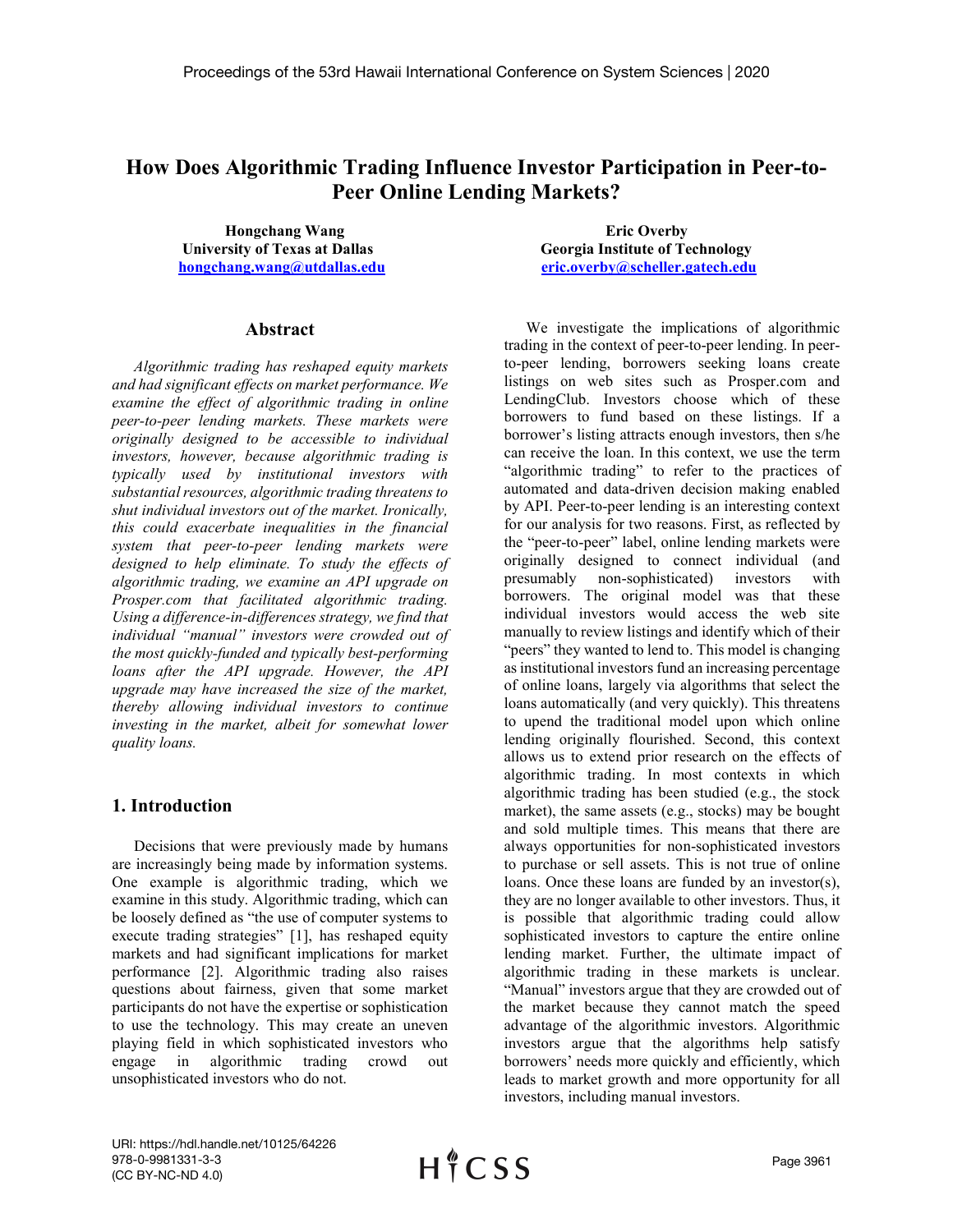# How Does Algorithmic Trading Influence Investor Participation in Peer-to-Peer Online Lending Markets?

**Hongchang Wang**
**University of Texas at Dallas**
**hongchang.wang@utdallas.edu**

**Eric Overby**
**Georgia Institute of Technology**
**eric.overby@scheller.gatech.edu**

## Abstract

*Algorithmic trading has reshaped equity markets and had significant effects on market performance. We examine the effect of algorithmic trading in online peer-to-peer lending markets. These markets were originally designed to be accessible to individual investors, however, because algorithmic trading is typically used by institutional investors with substantial resources, algorithmic trading threatens to shut individual investors out of the market. Ironically, this could exacerbate inequalities in the financial system that peer-to-peer lending markets were designed to help eliminate. To study the effects of algorithmic trading, we examine an API upgrade on Prosper.com that facilitated algorithmic trading. Using a difference-in-differences strategy, we find that individual "manual" investors were crowded out of the most quickly-funded and typically best-performing loans after the API upgrade. However, the API upgrade may have increased the size of the market, thereby allowing individual investors to continue investing in the market, albeit for somewhat lower quality loans.*

## 1. Introduction

Decisions that were previously made by humans are increasingly being made by information systems. One example is algorithmic trading, which we examine in this study. Algorithmic trading, which can be loosely defined as "the use of computer systems to execute trading strategies" [1], has reshaped equity markets and had significant implications for market performance [2]. Algorithmic trading also raises questions about fairness, given that some market participants do not have the expertise or sophistication to use the technology. This may create an uneven playing field in which sophisticated investors who engage in algorithmic trading crowd out unsophisticated investors who do not.

We investigate the implications of algorithmic trading in the context of peer-to-peer lending. In peer-to-peer lending, borrowers seeking loans create listings on web sites such as Prosper.com and LendingClub. Investors choose which of these borrowers to fund based on these listings. If a borrower's listing attracts enough investors, then s/he can receive the loan. In this context, we use the term "algorithmic trading" to refer to the practices of automated and data-driven decision making enabled by API. Peer-to-peer lending is an interesting context for our analysis for two reasons. First, as reflected by the "peer-to-peer" label, online lending markets were originally designed to connect individual (and presumably non-sophisticated) investors with borrowers. The original model was that these individual investors would access the web site manually to review listings and identify which of their "peers" they wanted to lend to. This model is changing as institutional investors fund an increasing percentage of online loans, largely via algorithms that select the loans automatically (and very quickly). This threatens to upend the traditional model upon which online lending originally flourished. Second, this context allows us to extend prior research on the effects of algorithmic trading. In most contexts in which algorithmic trading has been studied (e.g., the stock market), the same assets (e.g., stocks) may be bought and sold multiple times. This means that there are always opportunities for non-sophisticated investors to purchase or sell assets. This is not true of online loans. Once these loans are funded by an investor(s), they are no longer available to other investors. Thus, it is possible that algorithmic trading could allow sophisticated investors to capture the entire online lending market. Further, the ultimate impact of algorithmic trading in these markets is unclear. "Manual" investors argue that they are crowded out of the market because they cannot match the speed advantage of the algorithmic investors. Algorithmic investors argue that the algorithms help satisfy borrowers' needs more quickly and efficiently, which leads to market growth and more opportunity for all investors, including manual investors.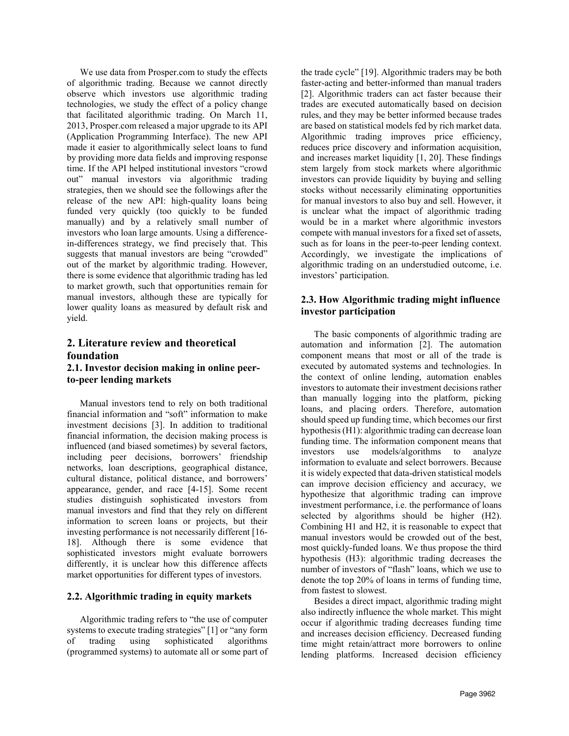We use data from Prosper.com to study the effects of algorithmic trading. Because we cannot directly observe which investors use algorithmic trading technologies, we study the effect of a policy change that facilitated algorithmic trading. On March 11, 2013, Prosper.com released a major upgrade to its API (Application Programming Interface). The new API made it easier to algorithmically select loans to fund by providing more data fields and improving response time. If the API helped institutional investors "crowd out" manual investors via algorithmic trading strategies, then we should see the followings after the release of the new API: high-quality loans being funded very quickly (too quickly to be funded manually) and by a relatively small number of investors who loan large amounts. Using a difference-in-differences strategy, we find precisely that. This suggests that manual investors are being "crowded" out of the market by algorithmic trading. However, there is some evidence that algorithmic trading has led to market growth, such that opportunities remain for manual investors, although these are typically for lower quality loans as measured by default risk and yield.

## 2. Literature review and theoretical foundation

### 2.1. Investor decision making in online peer-to-peer lending markets

Manual investors tend to rely on both traditional financial information and "soft" information to make investment decisions [3]. In addition to traditional financial information, the decision making process is influenced (and biased sometimes) by several factors, including peer decisions, borrowers' friendship networks, loan descriptions, geographical distance, cultural distance, political distance, and borrowers' appearance, gender, and race [4-15]. Some recent studies distinguish sophisticated investors from manual investors and find that they rely on different information to screen loans or projects, but their investing performance is not necessarily different [16-18]. Although there is some evidence that sophisticated investors might evaluate borrowers differently, it is unclear how this difference affects market opportunities for different types of investors.

### 2.2. Algorithmic trading in equity markets

Algorithmic trading refers to "the use of computer systems to execute trading strategies" [1] or "any form of trading using sophisticated algorithms (programmed systems) to automate all or some part of the trade cycle" [19]. Algorithmic traders may be both faster-acting and better-informed than manual traders [2]. Algorithmic traders can act faster because their trades are executed automatically based on decision rules, and they may be better informed because trades are based on statistical models fed by rich market data. Algorithmic trading improves price efficiency, reduces price discovery and information acquisition, and increases market liquidity [1, 20]. These findings stem largely from stock markets where algorithmic investors can provide liquidity by buying and selling stocks without necessarily eliminating opportunities for manual investors to also buy and sell. However, it is unclear what the impact of algorithmic trading would be in a market where algorithmic investors compete with manual investors for a fixed set of assets, such as for loans in the peer-to-peer lending context. Accordingly, we investigate the implications of algorithmic trading on an understudied outcome, i.e. investors' participation.

### 2.3. How Algorithmic trading might influence investor participation

The basic components of algorithmic trading are automation and information [2]. The automation component means that most or all of the trade is executed by automated systems and technologies. In the context of online lending, automation enables investors to automate their investment decisions rather than manually logging into the platform, picking loans, and placing orders. Therefore, automation should speed up funding time, which becomes our first hypothesis (H1): algorithmic trading can decrease loan funding time. The information component means that investors use models/algorithms to analyze information to evaluate and select borrowers. Because it is widely expected that data-driven statistical models can improve decision efficiency and accuracy, we hypothesize that algorithmic trading can improve investment performance, i.e. the performance of loans selected by algorithms should be higher (H2). Combining H1 and H2, it is reasonable to expect that manual investors would be crowded out of the best, most quickly-funded loans. We thus propose the third hypothesis (H3): algorithmic trading decreases the number of investors of "flash" loans, which we use to denote the top 20% of loans in terms of funding time, from fastest to slowest.

Besides a direct impact, algorithmic trading might also indirectly influence the whole market. This might occur if algorithmic trading decreases funding time and increases decision efficiency. Decreased funding time might retain/attract more borrowers to online lending platforms. Increased decision efficiency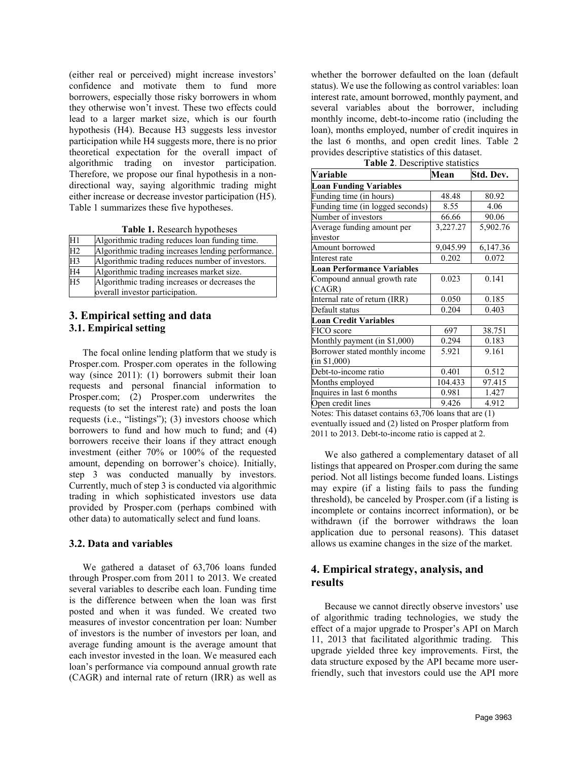(either real or perceived) might increase investors' confidence and motivate them to fund more borrowers, especially those risky borrowers in whom they otherwise won't invest. These two effects could lead to a larger market size, which is our fourth hypothesis (H4). Because H3 suggests less investor participation while H4 suggests more, there is no prior theoretical expectation for the overall impact of algorithmic trading on investor participation. Therefore, we propose our final hypothesis in a non-directional way, saying algorithmic trading might either increase or decrease investor participation (H5). Table 1 summarizes these five hypotheses.

**Table 1.** Research hypotheses

| | |
|---|---|
| H1 | Algorithmic trading reduces loan funding time. |
| H2 | Algorithmic trading increases lending performance. |
| H3 | Algorithmic trading reduces number of investors. |
| H4 | Algorithmic trading increases market size. |
| H5 | Algorithmic trading increases or decreases the overall investor participation. |

## 3. Empirical setting and data

### 3.1. Empirical setting

The focal online lending platform that we study is Prosper.com. Prosper.com operates in the following way (since 2011): (1) borrowers submit their loan requests and personal financial information to Prosper.com; (2) Prosper.com underwrites the requests (to set the interest rate) and posts the loan requests (i.e., "listings"); (3) investors choose which borrowers to fund and how much to fund; and (4) borrowers receive their loans if they attract enough investment (either 70% or 100% of the requested amount, depending on borrower's choice). Initially, step 3 was conducted manually by investors. Currently, much of step 3 is conducted via algorithmic trading in which sophisticated investors use data provided by Prosper.com (perhaps combined with other data) to automatically select and fund loans.

### 3.2. Data and variables

We gathered a dataset of 63,706 loans funded through Prosper.com from 2011 to 2013. We created several variables to describe each loan. Funding time is the difference between when the loan was first posted and when it was funded. We created two measures of investor concentration per loan: Number of investors is the number of investors per loan, and average funding amount is the average amount that each investor invested in the loan. We measured each loan's performance via compound annual growth rate (CAGR) and internal rate of return (IRR) as well as whether the borrower defaulted on the loan (default status). We use the following as control variables: loan interest rate, amount borrowed, monthly payment, and several variables about the borrower, including monthly income, debt-to-income ratio (including the loan), months employed, number of credit inquires in the last 6 months, and open credit lines. Table 2 provides descriptive statistics of this dataset.

**Table 2**. Descriptive statistics

| Variable | Mean | Std. Dev. |
|---|---|---|
| **Loan Funding Variables** | | |
| Funding time (in hours) | 48.48 | 80.92 |
| Funding time (in logged seconds) | 8.55 | 4.06 |
| Number of investors | 66.66 | 90.06 |
| Average funding amount per investor | 3,227.27 | 5,902.76 |
| Amount borrowed | 9,045.99 | 6,147.36 |
| Interest rate | 0.202 | 0.072 |
| **Loan Performance Variables** | | |
| Compound annual growth rate (CAGR) | 0.023 | 0.141 |
| Internal rate of return (IRR) | 0.050 | 0.185 |
| Default status | 0.204 | 0.403 |
| **Loan Credit Variables** | | |
| FICO score | 697 | 38.751 |
| Monthly payment (in $1,000) | 0.294 | 0.183 |
| Borrower stated monthly income (in $1,000) | 5.921 | 9.161 |
| Debt-to-income ratio | 0.401 | 0.512 |
| Months employed | 104.433 | 97.415 |
| Inquires in last 6 months | 0.981 | 1.427 |
| Open credit lines | 9.426 | 4.912 |

Notes: This dataset contains 63,706 loans that are (1) eventually issued and (2) listed on Prosper platform from 2011 to 2013. Debt-to-income ratio is capped at 2.

We also gathered a complementary dataset of all listings that appeared on Prosper.com during the same period. Not all listings become funded loans. Listings may expire (if a listing fails to pass the funding threshold), be canceled by Prosper.com (if a listing is incomplete or contains incorrect information), or be withdrawn (if the borrower withdraws the loan application due to personal reasons). This dataset allows us examine changes in the size of the market.

## 4. Empirical strategy, analysis, and results

Because we cannot directly observe investors' use of algorithmic trading technologies, we study the effect of a major upgrade to Prosper's API on March 11, 2013 that facilitated algorithmic trading. This upgrade yielded three key improvements. First, the data structure exposed by the API became more user-friendly, such that investors could use the API more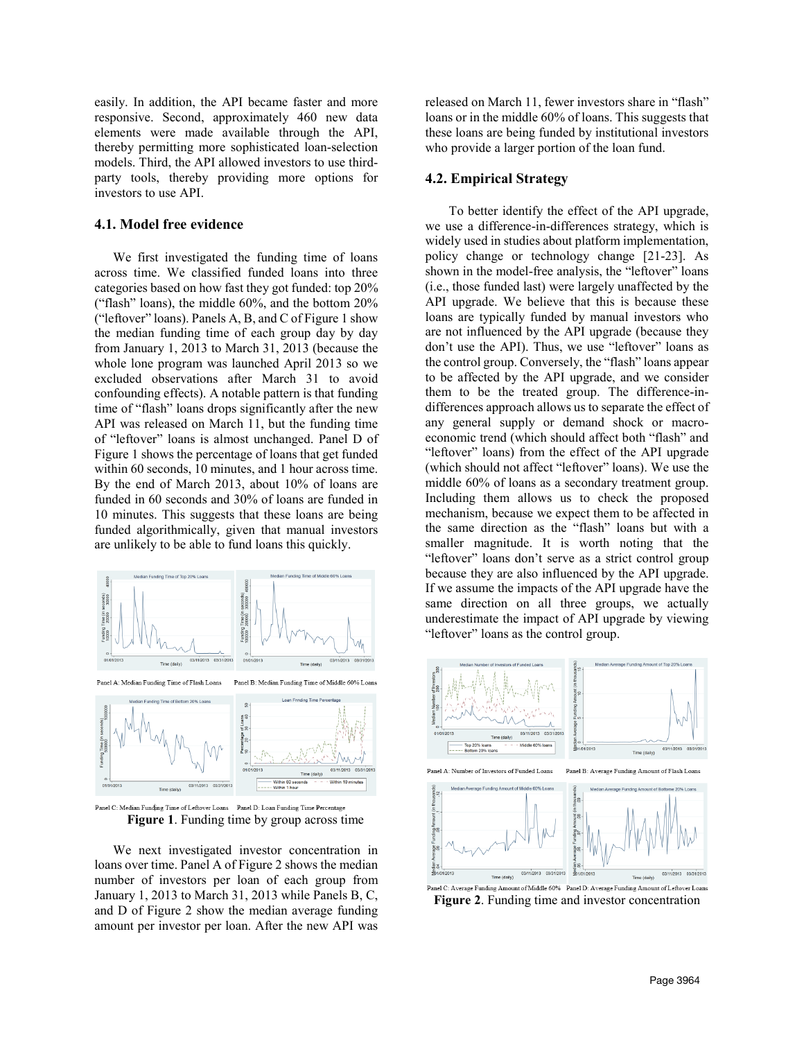easily. In addition, the API became faster and more responsive. Second, approximately 460 new data elements were made available through the API, thereby permitting more sophisticated loan-selection models. Third, the API allowed investors to use third-party tools, thereby providing more options for investors to use API.

### 4.1. Model free evidence

We first investigated the funding time of loans across time. We classified funded loans into three categories based on how fast they got funded: top 20% ("flash" loans), the middle 60%, and the bottom 20% ("leftover" loans). Panels A, B, and C of Figure 1 show the median funding time of each group day by day from January 1, 2013 to March 31, 2013 (because the whole lone program was launched April 2013 so we excluded observations after March 31 to avoid confounding effects). A notable pattern is that funding time of "flash" loans drops significantly after the new API was released on March 11, but the funding time of "leftover" loans is almost unchanged. Panel D of Figure 1 shows the percentage of loans that get funded within 60 seconds, 10 minutes, and 1 hour across time. By the end of March 2013, about 10% of loans are funded in 60 seconds and 30% of loans are funded in 10 minutes. This suggests that these loans are being funded algorithmically, given that manual investors are unlikely to be able to fund loans this quickly.

Panel A: Median Funding Time of Flash Loans    Panel B: Median Funding Time of Middle 60% Loans

Panel C: Median Funding Time of Leftover Loans    Panel D: Loan Funding Time Percentage

**Figure 1**. Funding time by group across time

We next investigated investor concentration in loans over time. Panel A of Figure 2 shows the median number of investors per loan of each group from January 1, 2013 to March 31, 2013 while Panels B, C, and D of Figure 2 show the median average funding amount per investor per loan. After the new API was released on March 11, fewer investors share in "flash" loans or in the middle 60% of loans. This suggests that these loans are being funded by institutional investors who provide a larger portion of the loan fund.

### 4.2. Empirical Strategy

To better identify the effect of the API upgrade, we use a difference-in-differences strategy, which is widely used in studies about platform implementation, policy change or technology change [21-23]. As shown in the model-free analysis, the "leftover" loans (i.e., those funded last) were largely unaffected by the API upgrade. We believe that this is because these loans are typically funded by manual investors who are not influenced by the API upgrade (because they don't use the API). Thus, we use "leftover" loans as the control group. Conversely, the "flash" loans appear to be affected by the API upgrade, and we consider them to be the treated group. The difference-in-differences approach allows us to separate the effect of any general supply or demand shock or macro-economic trend (which should affect both "flash" and "leftover" loans) from the effect of the API upgrade (which should not affect "leftover" loans). We use the middle 60% of loans as a secondary treatment group. Including them allows us to check the proposed mechanism, because we expect them to be affected in the same direction as the "flash" loans but with a smaller magnitude. It is worth noting that the "leftover" loans don't serve as a strict control group because they are also influenced by the API upgrade. If we assume the impacts of the API upgrade have the same direction on all three groups, we actually underestimate the impact of API upgrade by viewing "leftover" loans as the control group.

Panel A: Number of Investors of Funded Loans    Panel B: Average Funding Amount of Flash Loans

Panel C: Average Funding Amount of Middle 60%    Panel D: Average Funding Amount of Leftover Loans

**Figure 2**. Funding time and investor concentration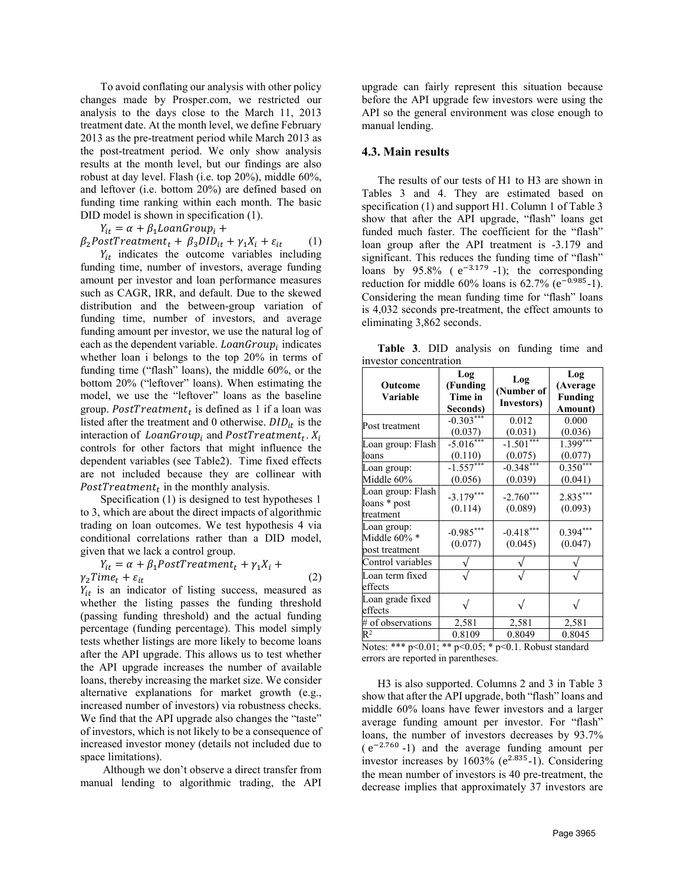To avoid conflating our analysis with other policy changes made by Prosper.com, we restricted our analysis to the days close to the March 11, 2013 treatment date. At the month level, we define February 2013 as the pre-treatment period while March 2013 as the post-treatment period. We only show analysis results at the month level, but our findings are also robust at day level. Flash (i.e. top 20%), middle 60%, and leftover (i.e. bottom 20%) are defined based on funding time ranking within each month. The basic DID model is shown in specification (1).

$$Y_{it} = \alpha + \beta_1 LoanGroup_i + \beta_2 PostTreatment_t + \beta_3 DID_{it} + \gamma_1 X_i + \varepsilon_{it} \quad (1)$$

$Y_{it}$ indicates the outcome variables including funding time, number of investors, average funding amount per investor and loan performance measures such as CAGR, IRR, and default. Due to the skewed distribution and the between-group variation of funding time, number of investors, and average funding amount per investor, we use the natural log of each as the dependent variable. $LoanGroup_i$ indicates whether loan i belongs to the top 20% in terms of funding time ("flash" loans), the middle 60%, or the bottom 20% ("leftover" loans). When estimating the model, we use the "leftover" loans as the baseline group. $PostTreatment_t$ is defined as 1 if a loan was listed after the treatment and 0 otherwise. $DID_{it}$ is the interaction of $LoanGroup_i$ and $PostTreatment_t$. $X_i$ controls for other factors that might influence the dependent variables (see Table2). Time fixed effects are not included because they are collinear with $PostTreatment_t$ in the monthly analysis.

Specification (1) is designed to test hypotheses 1 to 3, which are about the direct impacts of algorithmic trading on loan outcomes. We test hypothesis 4 via conditional correlations rather than a DID model, given that we lack a control group.

$$Y_{it} = \alpha + \beta_1 PostTreatment_t + \gamma_1 X_i + \gamma_2 Time_t + \varepsilon_{it} \quad (2)$$

$Y_{it}$ is an indicator of listing success, measured as whether the listing passes the funding threshold (passing funding threshold) and the actual funding percentage (funding percentage). This model simply tests whether listings are more likely to become loans after the API upgrade. This allows us to test whether the API upgrade increases the number of available loans, thereby increasing the market size. We consider alternative explanations for market growth (e.g., increased number of investors) via robustness checks. We find that the API upgrade also changes the "taste" of investors, which is not likely to be a consequence of increased investor money (details not included due to space limitations).

Although we don't observe a direct transfer from manual lending to algorithmic trading, the API upgrade can fairly represent this situation because before the API upgrade few investors were using the API so the general environment was close enough to manual lending.

### 4.3. Main results

The results of our tests of H1 to H3 are shown in Tables 3 and 4. They are estimated based on specification (1) and support H1. Column 1 of Table 3 show that after the API upgrade, "flash" loans get funded much faster. The coefficient for the "flash" loan group after the API treatment is -3.179 and significant. This reduces the funding time of "flash" loans by 95.8% ( $e^{-3.179}$ -1); the corresponding reduction for middle 60% loans is 62.7% ($e^{-0.985}$-1). Considering the mean funding time for "flash" loans is 4,032 seconds pre-treatment, the effect amounts to eliminating 3,862 seconds.

**Table 3**. DID analysis on funding time and investor concentration

| Outcome Variable | Log (Funding Time in Seconds) | Log (Number of Investors) | Log (Average Funding Amount) |
|---|---|---|---|
| Post treatment | -0.303*** (0.037) | 0.012 (0.031) | 0.000 (0.036) |
| Loan group: Flash loans | -5.016*** (0.110) | -1.501*** (0.075) | 1.399*** (0.077) |
| Loan group: Middle 60% | -1.557*** (0.056) | -0.348*** (0.039) | 0.350*** (0.041) |
| Loan group: Flash loans * post treatment | -3.179*** (0.114) | -2.760*** (0.089) | 2.835*** (0.093) |
| Loan group: Middle 60% * post treatment | -0.985*** (0.077) | -0.418*** (0.045) | 0.394*** (0.047) |
| Control variables | √ | √ | √ |
| Loan term fixed effects | √ | √ | √ |
| Loan grade fixed effects | √ | √ | √ |
| # of observations | 2,581 | 2,581 | 2,581 |
| $R^2$ | 0.8109 | 0.8049 | 0.8045 |

Notes: *** p<0.01; ** p<0.05; * p<0.1. Robust standard errors are reported in parentheses.

H3 is also supported. Columns 2 and 3 in Table 3 show that after the API upgrade, both "flash" loans and middle 60% loans have fewer investors and a larger average funding amount per investor. For "flash" loans, the number of investors decreases by 93.7% ( $e^{-2.760}$ -1) and the average funding amount per investor increases by 1603% ($e^{2.835}$-1). Considering the mean number of investors is 40 pre-treatment, the decrease implies that approximately 37 investors are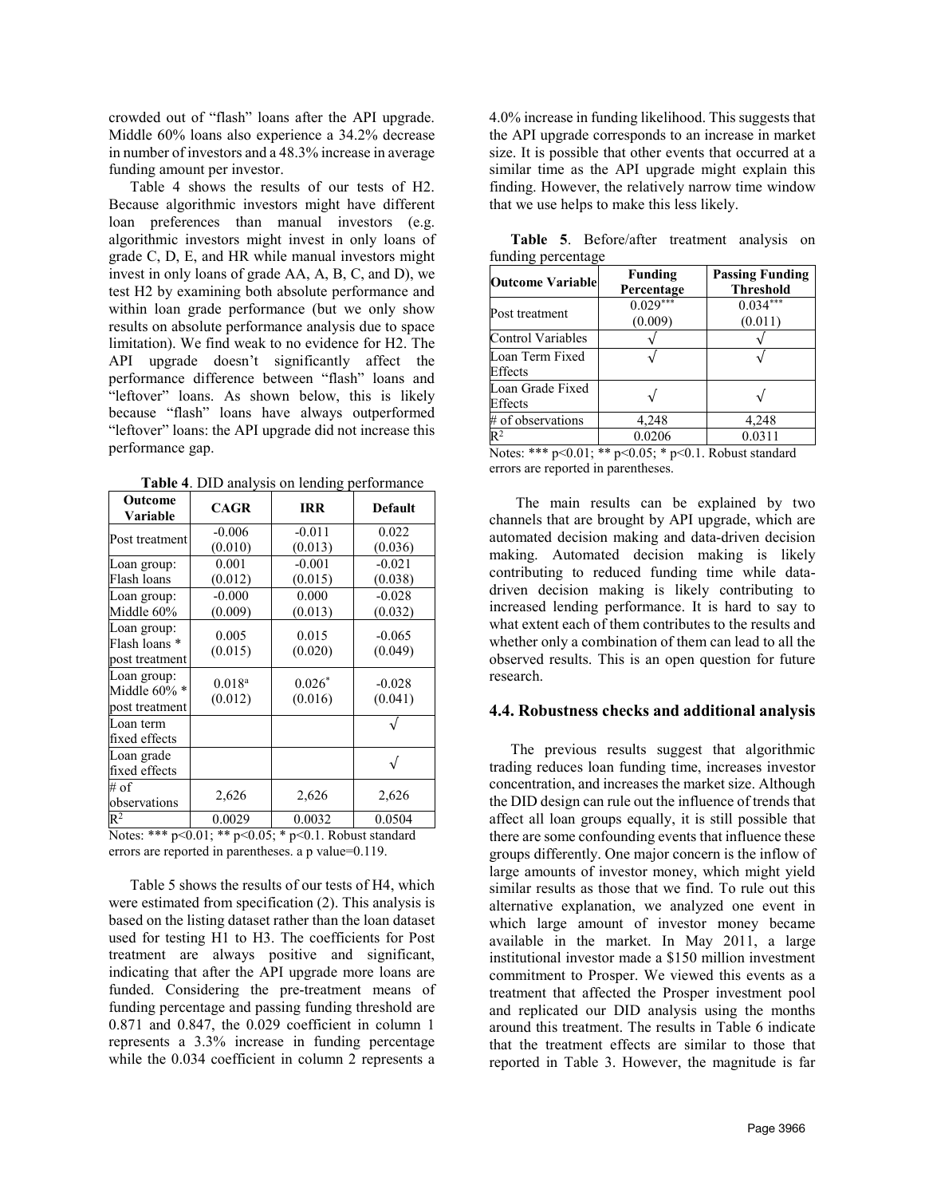crowded out of "flash" loans after the API upgrade. Middle 60% loans also experience a 34.2% decrease in number of investors and a 48.3% increase in average funding amount per investor.

Table 4 shows the results of our tests of H2. Because algorithmic investors might have different loan preferences than manual investors (e.g. algorithmic investors might invest in only loans of grade C, D, E, and HR while manual investors might invest in only loans of grade AA, A, B, C, and D), we test H2 by examining both absolute performance and within loan grade performance (but we only show results on absolute performance analysis due to space limitation). We find weak to no evidence for H2. The API upgrade doesn't significantly affect the performance difference between "flash" loans and "leftover" loans. As shown below, this is likely because "flash" loans have always outperformed "leftover" loans: the API upgrade did not increase this performance gap.

**Table 4**. DID analysis on lending performance

| Outcome Variable | CAGR | IRR | Default |
|---|---|---|---|
| Post treatment | -0.006 (0.010) | -0.011 (0.013) | 0.022 (0.036) |
| Loan group: Flash loans | 0.001 (0.012) | -0.001 (0.015) | -0.021 (0.038) |
| Loan group: Middle 60% | -0.000 (0.009) | 0.000 (0.013) | -0.028 (0.032) |
| Loan group: Flash loans * post treatment | 0.005 (0.015) | 0.015 (0.020) | -0.065 (0.049) |
| Loan group: Middle 60% * post treatment | $0.018^{a}$ (0.012) | $0.026^{*}$ (0.016) | -0.028 (0.041) |
| Loan term fixed effects | | | √ |
| Loan grade fixed effects | | | √ |
| # of observations | 2,626 | 2,626 | 2,626 |
| $R^2$ | 0.0029 | 0.0032 | 0.0504 |

Notes: *** $p<0.01$; ** $p<0.05$; * $p<0.1$. Robust standard errors are reported in parentheses. a p value=0.119.

Table 5 shows the results of our tests of H4, which were estimated from specification (2). This analysis is based on the listing dataset rather than the loan dataset used for testing H1 to H3. The coefficients for Post treatment are always positive and significant, indicating that after the API upgrade more loans are funded. Considering the pre-treatment means of funding percentage and passing funding threshold are 0.871 and 0.847, the 0.029 coefficient in column 1 represents a 3.3% increase in funding percentage while the 0.034 coefficient in column 2 represents a 4.0% increase in funding likelihood. This suggests that the API upgrade corresponds to an increase in market size. It is possible that other events that occurred at a similar time as the API upgrade might explain this finding. However, the relatively narrow time window that we use helps to make this less likely.

**Table 5**. Before/after treatment analysis on funding percentage

| Outcome Variable | Funding Percentage | Passing Funding Threshold |
|---|---|---|
| Post treatment | $0.029^{***}$ (0.009) | $0.034^{***}$ (0.011) |
| Control Variables | √ | √ |
| Loan Term Fixed Effects | √ | √ |
| Loan Grade Fixed Effects | √ | √ |
| # of observations | 4,248 | 4,248 |
| $R^2$ | 0.0206 | 0.0311 |

Notes: *** $p<0.01$; ** $p<0.05$; * $p<0.1$. Robust standard errors are reported in parentheses.

The main results can be explained by two channels that are brought by API upgrade, which are automated decision making and data-driven decision making. Automated decision making is likely contributing to reduced funding time while data-driven decision making is likely contributing to increased lending performance. It is hard to say to what extent each of them contributes to the results and whether only a combination of them can lead to all the observed results. This is an open question for future research.

### 4.4. Robustness checks and additional analysis

The previous results suggest that algorithmic trading reduces loan funding time, increases investor concentration, and increases the market size. Although the DID design can rule out the influence of trends that affect all loan groups equally, it is still possible that there are some confounding events that influence these groups differently. One major concern is the inflow of large amounts of investor money, which might yield similar results as those that we find. To rule out this alternative explanation, we analyzed one event in which large amount of investor money became available in the market. In May 2011, a large institutional investor made a \$150 million investment commitment to Prosper. We viewed this events as a treatment that affected the Prosper investment pool and replicated our DID analysis using the months around this treatment. The results in Table 6 indicate that the treatment effects are similar to those that reported in Table 3. However, the magnitude is far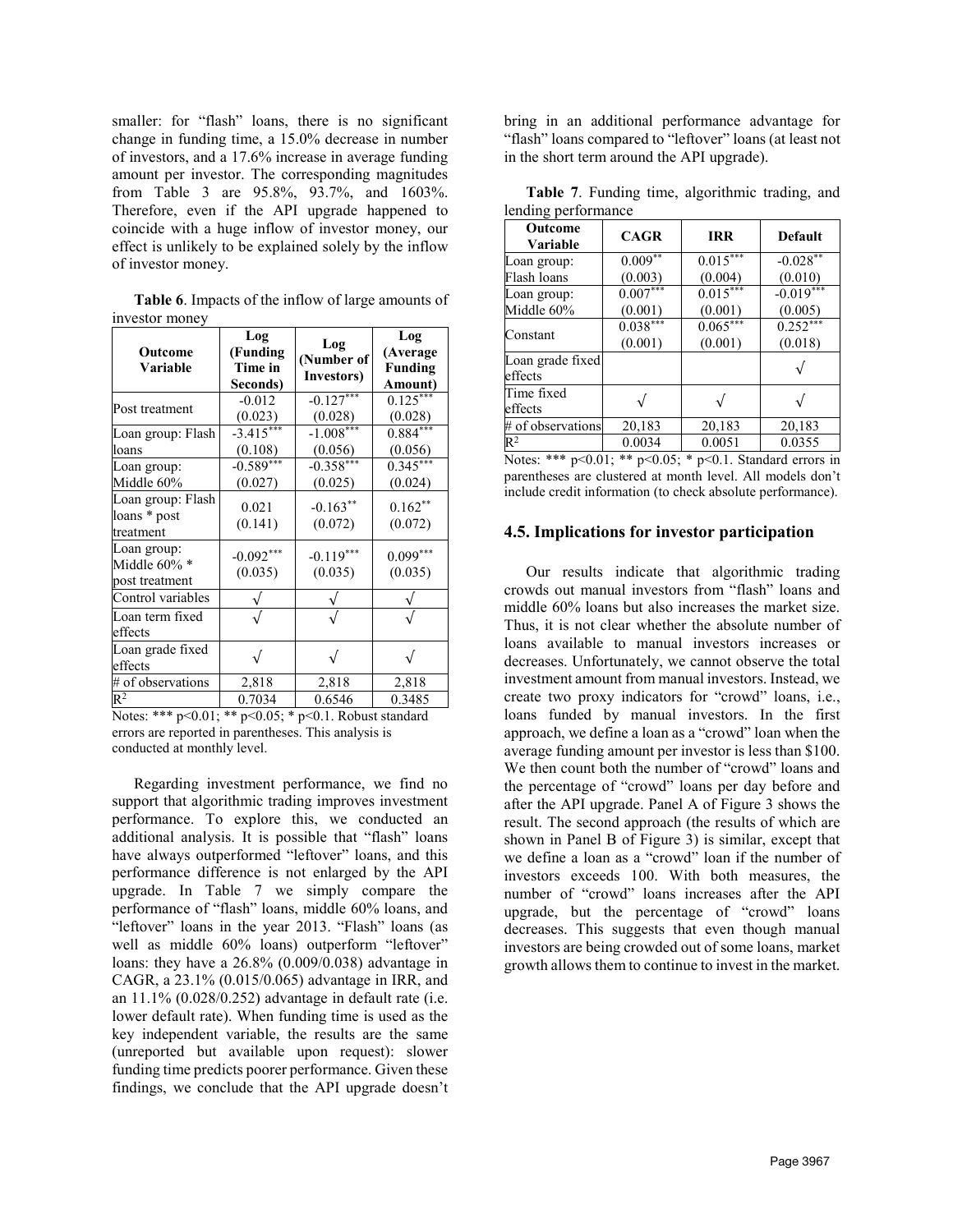smaller: for "flash" loans, there is no significant change in funding time, a 15.0% decrease in number of investors, and a 17.6% increase in average funding amount per investor. The corresponding magnitudes from Table 3 are 95.8%, 93.7%, and 1603%. Therefore, even if the API upgrade happened to coincide with a huge inflow of investor money, our effect is unlikely to be explained solely by the inflow of investor money.

**Table 6**. Impacts of the inflow of large amounts of investor money

| Outcome Variable | Log (Funding Time in Seconds) | Log (Number of Investors) | Log (Average Funding Amount) |
|---|---|---|---|
| Post treatment | -0.012<br>(0.023) | -0.127***<br>(0.028) | 0.125***<br>(0.028) |
| Loan group: Flash loans | -3.415***<br>(0.108) | -1.008***<br>(0.056) | 0.884***<br>(0.056) |
| Loan group: Middle 60% | -0.589***<br>(0.027) | -0.358***<br>(0.025) | 0.345***<br>(0.024) |
| Loan group: Flash loans * post treatment | 0.021<br>(0.141) | -0.163**<br>(0.072) | 0.162**<br>(0.072) |
| Loan group: Middle 60% * post treatment | -0.092***<br>(0.035) | -0.119***<br>(0.035) | 0.099***<br>(0.035) |
| Control variables | √ | √ | √ |
| Loan term fixed effects | √ | √ | √ |
| Loan grade fixed effects | √ | √ | √ |
| # of observations | 2,818 | 2,818 | 2,818 |
| $R^2$ | 0.7034 | 0.6546 | 0.3485 |

Notes: *** $p<0.01$; ** $p<0.05$; * $p<0.1$. Robust standard errors are reported in parentheses. This analysis is conducted at monthly level.

Regarding investment performance, we find no support that algorithmic trading improves investment performance. To explore this, we conducted an additional analysis. It is possible that "flash" loans have always outperformed "leftover" loans, and this performance difference is not enlarged by the API upgrade. In Table 7 we simply compare the performance of "flash" loans, middle 60% loans, and "leftover" loans in the year 2013. "Flash" loans (as well as middle 60% loans) outperform "leftover" loans: they have a 26.8% (0.009/0.038) advantage in CAGR, a 23.1% (0.015/0.065) advantage in IRR, and an 11.1% (0.028/0.252) advantage in default rate (i.e. lower default rate). When funding time is used as the key independent variable, the results are the same (unreported but available upon request): slower funding time predicts poorer performance. Given these findings, we conclude that the API upgrade doesn't bring in an additional performance advantage for "flash" loans compared to "leftover" loans (at least not in the short term around the API upgrade).

**Table 7**. Funding time, algorithmic trading, and lending performance

| Outcome Variable | CAGR | IRR | Default |
|---|---|---|---|
| Loan group: Flash loans | 0.009**<br>(0.003) | 0.015***<br>(0.004) | -0.028**<br>(0.010) |
| Loan group: Middle 60% | 0.007***<br>(0.001) | 0.015***<br>(0.001) | -0.019***<br>(0.005) |
| Constant | 0.038***<br>(0.001) | 0.065***<br>(0.001) | 0.252***<br>(0.018) |
| Loan grade fixed effects | | | √ |
| Time fixed effects | √ | √ | √ |
| # of observations | 20,183 | 20,183 | 20,183 |
| $R^2$ | 0.0034 | 0.0051 | 0.0355 |

Notes: *** $p<0.01$; ** $p<0.05$; * $p<0.1$. Standard errors in parentheses are clustered at month level. All models don't include credit information (to check absolute performance).

### 4.5. Implications for investor participation

Our results indicate that algorithmic trading crowds out manual investors from "flash" loans and middle 60% loans but also increases the market size. Thus, it is not clear whether the absolute number of loans available to manual investors increases or decreases. Unfortunately, we cannot observe the total investment amount from manual investors. Instead, we create two proxy indicators for "crowd" loans, i.e., loans funded by manual investors. In the first approach, we define a loan as a "crowd" loan when the average funding amount per investor is less than $100. We then count both the number of "crowd" loans and the percentage of "crowd" loans per day before and after the API upgrade. Panel A of Figure 3 shows the result. The second approach (the results of which are shown in Panel B of Figure 3) is similar, except that we define a loan as a "crowd" loan if the number of investors exceeds 100. With both measures, the number of "crowd" loans increases after the API upgrade, but the percentage of "crowd" loans decreases. This suggests that even though manual investors are being crowded out of some loans, market growth allows them to continue to invest in the market.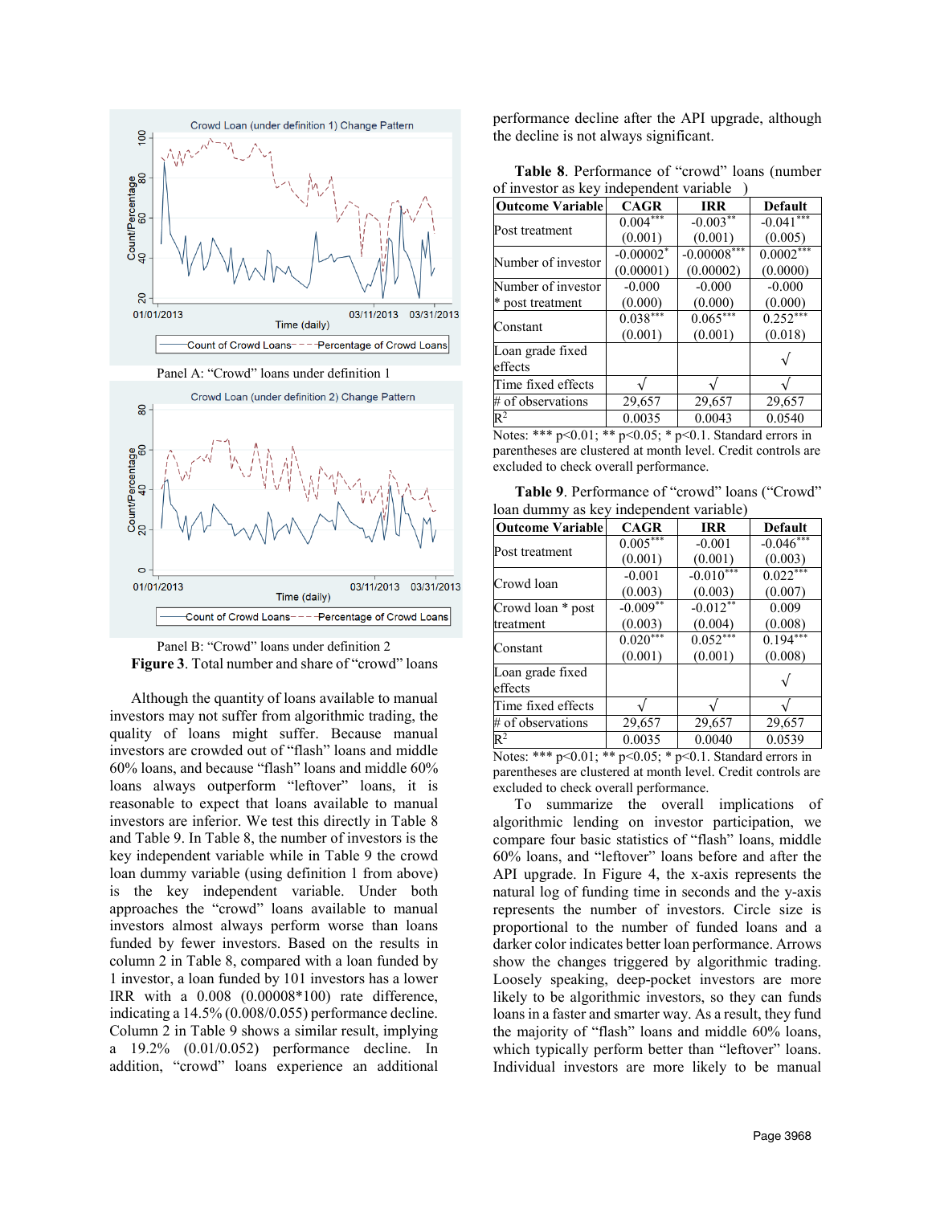Panel A: "Crowd" loans under definition 1

Panel B: "Crowd" loans under definition 2

**Figure 3**. Total number and share of "crowd" loans

Although the quantity of loans available to manual investors may not suffer from algorithmic trading, the quality of loans might suffer. Because manual investors are crowded out of "flash" loans and middle 60% loans, and because "flash" loans and middle 60% loans always outperform "leftover" loans, it is reasonable to expect that loans available to manual investors are inferior. We test this directly in Table 8 and Table 9. In Table 8, the number of investors is the key independent variable while in Table 9 the crowd loan dummy variable (using definition 1 from above) is the key independent variable. Under both approaches the "crowd" loans available to manual investors almost always perform worse than loans funded by fewer investors. Based on the results in column 2 in Table 8, compared with a loan funded by 1 investor, a loan funded by 101 investors has a lower IRR with a 0.008 (0.00008*100) rate difference, indicating a 14.5% (0.008/0.055) performance decline. Column 2 in Table 9 shows a similar result, implying a 19.2% (0.01/0.052) performance decline. In addition, "crowd" loans experience an additional performance decline after the API upgrade, although the decline is not always significant.

**Table 8**. Performance of "crowd" loans (number of investor as key independent variable )

| Outcome Variable | CAGR | IRR | Default |
|---|---|---|---|
| Post treatment | 0.004*** (0.001) | -0.003** (0.001) | -0.041*** (0.005) |
| Number of investor | -0.00002* (0.00001) | -0.00008*** (0.00002) | 0.0002*** (0.0000) |
| Number of investor * post treatment | -0.000 (0.000) | -0.000 (0.000) | -0.000 (0.000) |
| Constant | 0.038*** (0.001) | 0.065*** (0.001) | 0.252*** (0.018) |
| Loan grade fixed effects | | | √ |
| Time fixed effects | √ | √ | √ |
| # of observations | 29,657 | 29,657 | 29,657 |
| $R^2$ | 0.0035 | 0.0043 | 0.0540 |

Notes: *** p<0.01; ** p<0.05; * p<0.1. Standard errors in parentheses are clustered at month level. Credit controls are excluded to check overall performance.

**Table 9**. Performance of "crowd" loans ("Crowd" loan dummy as key independent variable)

| Outcome Variable | CAGR | IRR | Default |
|---|---|---|---|
| Post treatment | 0.005*** (0.001) | -0.001 (0.001) | -0.046*** (0.003) |
| Crowd loan | -0.001 (0.003) | -0.010*** (0.003) | 0.022*** (0.007) |
| Crowd loan * post treatment | -0.009** (0.003) | -0.012** (0.004) | 0.009 (0.008) |
| Constant | 0.020*** (0.001) | 0.052*** (0.001) | 0.194*** (0.008) |
| Loan grade fixed effects | | | √ |
| Time fixed effects | √ | √ | √ |
| # of observations | 29,657 | 29,657 | 29,657 |
| $R^2$ | 0.0035 | 0.0040 | 0.0539 |

Notes: *** p<0.01; ** p<0.05; * p<0.1. Standard errors in parentheses are clustered at month level. Credit controls are excluded to check overall performance.

To summarize the overall implications of algorithmic lending on investor participation, we compare four basic statistics of "flash" loans, middle 60% loans, and "leftover" loans before and after the API upgrade. In Figure 4, the x-axis represents the natural log of funding time in seconds and the y-axis represents the number of investors. Circle size is proportional to the number of funded loans and a darker color indicates better loan performance. Arrows show the changes triggered by algorithmic trading. Loosely speaking, deep-pocket investors are more likely to be algorithmic investors, so they can fund loans in a faster and smarter way. As a result, they fund the majority of "flash" loans and middle 60% loans, which typically perform better than "leftover" loans. Individual investors are more likely to be manual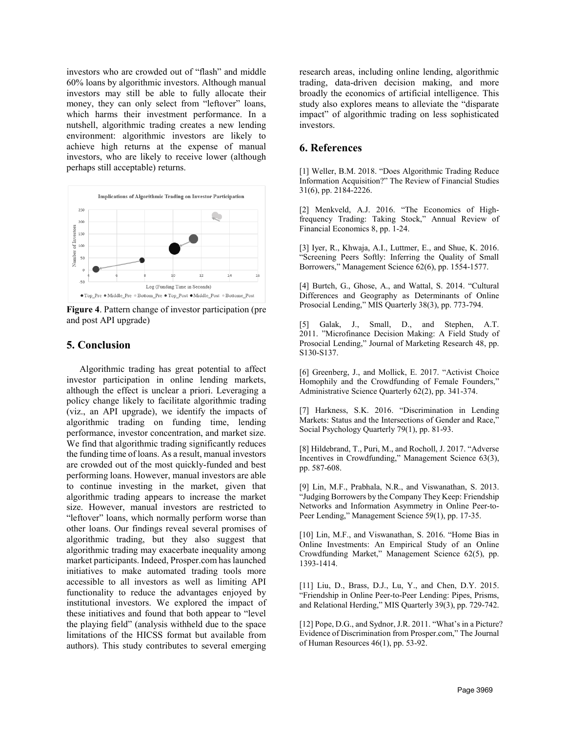investors who are crowded out of "flash" and middle 60% loans by algorithmic investors. Although manual investors may still be able to fully allocate their money, they can only select from "leftover" loans, which harms their investment performance. In a nutshell, algorithmic trading creates a new lending environment: algorithmic investors are likely to achieve high returns at the expense of manual investors, who are likely to receive lower (although perhaps still acceptable) returns.

**Figure 4**. Pattern change of investor participation (pre and post API upgrade)

## 5. Conclusion

Algorithmic trading has great potential to affect investor participation in online lending markets, although the effect is unclear a priori. Leveraging a policy change likely to facilitate algorithmic trading (viz., an API upgrade), we identify the impacts of algorithmic trading on funding time, lending performance, investor concentration, and market size. We find that algorithmic trading significantly reduces the funding time of loans. As a result, manual investors are crowded out of the most quickly-funded and best performing loans. However, manual investors are able to continue investing in the market, given that algorithmic trading appears to increase the market size. However, manual investors are restricted to "leftover" loans, which normally perform worse than other loans. Our findings reveal several promises of algorithmic trading, but they also suggest that algorithmic trading may exacerbate inequality among market participants. Indeed, Prosper.com has launched initiatives to make automated trading tools more accessible to all investors as well as limiting API functionality to reduce the advantages enjoyed by institutional investors. We explored the impact of these initiatives and found that both appear to "level the playing field" (analysis withheld due to the space limitations of the HICSS format but available from authors). This study contributes to several emerging research areas, including online lending, algorithmic trading, data-driven decision making, and more broadly the economics of artificial intelligence. This study also explores means to alleviate the "disparate impact" of algorithmic trading on less sophisticated investors.

## 6. References

[1] Weller, B.M. 2018. "Does Algorithmic Trading Reduce Information Acquisition?" The Review of Financial Studies 31(6), pp. 2184-2226.

[2] Menkveld, A.J. 2016. "The Economics of High-frequency Trading: Taking Stock," Annual Review of Financial Economics 8, pp. 1-24.

[3] Iyer, R., Khwaja, A.I., Luttmer, E., and Shue, K. 2016. "Screening Peers Softly: Inferring the Quality of Small Borrowers," Management Science 62(6), pp. 1554-1577.

[4] Burtch, G., Ghose, A., and Wattal, S. 2014. "Cultural Differences and Geography as Determinants of Online Prosocial Lending," MIS Quarterly 38(3), pp. 773-794.

[5] Galak, J., Small, D., and Stephen, A.T. 2011. "Microfinance Decision Making: A Field Study of Prosocial Lending," Journal of Marketing Research 48, pp. S130-S137.

[6] Greenberg, J., and Mollick, E. 2017. "Activist Choice Homophily and the Crowdfunding of Female Founders," Administrative Science Quarterly 62(2), pp. 341-374.

[7] Harkness, S.K. 2016. "Discrimination in Lending Markets: Status and the Intersections of Gender and Race," Social Psychology Quarterly 79(1), pp. 81-93.

[8] Hildebrand, T., Puri, M., and Rocholl, J. 2017. "Adverse Incentives in Crowdfunding," Management Science 63(3), pp. 587-608.

[9] Lin, M.F., Prabhala, N.R., and Viswanathan, S. 2013. "Judging Borrowers by the Company They Keep: Friendship Networks and Information Asymmetry in Online Peer-to-Peer Lending," Management Science 59(1), pp. 17-35.

[10] Lin, M.F., and Viswanathan, S. 2016. "Home Bias in Online Investments: An Empirical Study of an Online Crowdfunding Market," Management Science 62(5), pp. 1393-1414.

[11] Liu, D., Brass, D.J., Lu, Y., and Chen, D.Y. 2015. "Friendship in Online Peer-to-Peer Lending: Pipes, Prisms, and Relational Herding," MIS Quarterly 39(3), pp. 729-742.

[12] Pope, D.G., and Sydnor, J.R. 2011. "What's in a Picture? Evidence of Discrimination from Prosper.com," The Journal of Human Resources 46(1), pp. 53-92.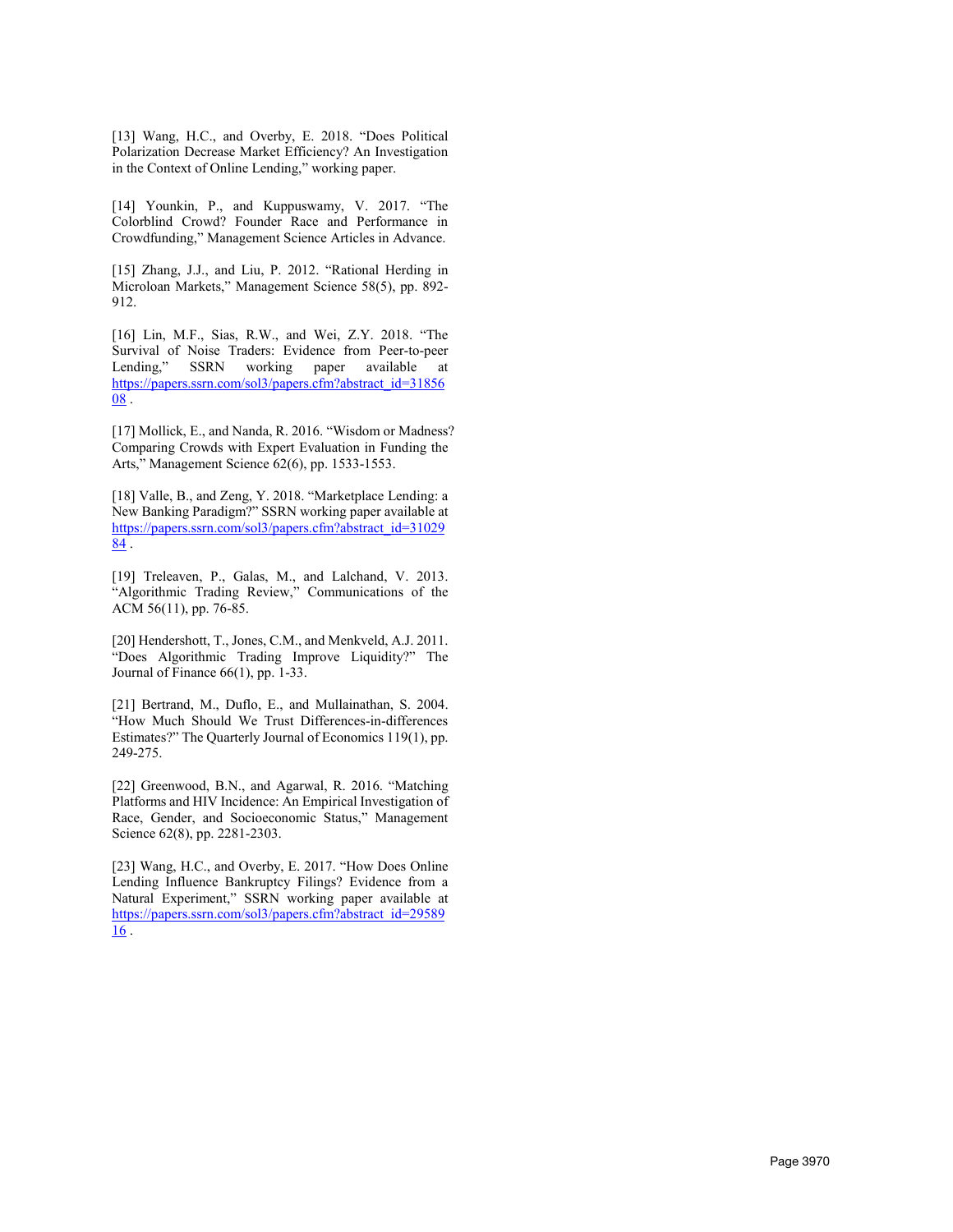[13] Wang, H.C., and Overby, E. 2018. "Does Political Polarization Decrease Market Efficiency? An Investigation in the Context of Online Lending," working paper.

[14] Younkin, P., and Kuppuswamy, V. 2017. "The Colorblind Crowd? Founder Race and Performance in Crowdfunding," Management Science Articles in Advance.

[15] Zhang, J.J., and Liu, P. 2012. "Rational Herding in Microloan Markets," Management Science 58(5), pp. 892-912.

[16] Lin, M.F., Sias, R.W., and Wei, Z.Y. 2018. "The Survival of Noise Traders: Evidence from Peer-to-peer Lending," SSRN working paper available at https://papers.ssrn.com/sol3/papers.cfm?abstract_id=3185608 .

[17] Mollick, E., and Nanda, R. 2016. "Wisdom or Madness? Comparing Crowds with Expert Evaluation in Funding the Arts," Management Science 62(6), pp. 1533-1553.

[18] Valle, B., and Zeng, Y. 2018. "Marketplace Lending: a New Banking Paradigm?" SSRN working paper available at https://papers.ssrn.com/sol3/papers.cfm?abstract_id=3102984 .

[19] Treleaven, P., Galas, M., and Lalchand, V. 2013. "Algorithmic Trading Review," Communications of the ACM 56(11), pp. 76-85.

[20] Hendershott, T., Jones, C.M., and Menkveld, A.J. 2011. "Does Algorithmic Trading Improve Liquidity?" The Journal of Finance 66(1), pp. 1-33.

[21] Bertrand, M., Duflo, E., and Mullainathan, S. 2004. "How Much Should We Trust Differences-in-differences Estimates?" The Quarterly Journal of Economics 119(1), pp. 249-275.

[22] Greenwood, B.N., and Agarwal, R. 2016. "Matching Platforms and HIV Incidence: An Empirical Investigation of Race, Gender, and Socioeconomic Status," Management Science 62(8), pp. 2281-2303.

[23] Wang, H.C., and Overby, E. 2017. "How Does Online Lending Influence Bankruptcy Filings? Evidence from a Natural Experiment," SSRN working paper available at https://papers.ssrn.com/sol3/papers.cfm?abstract_id=2958916 .